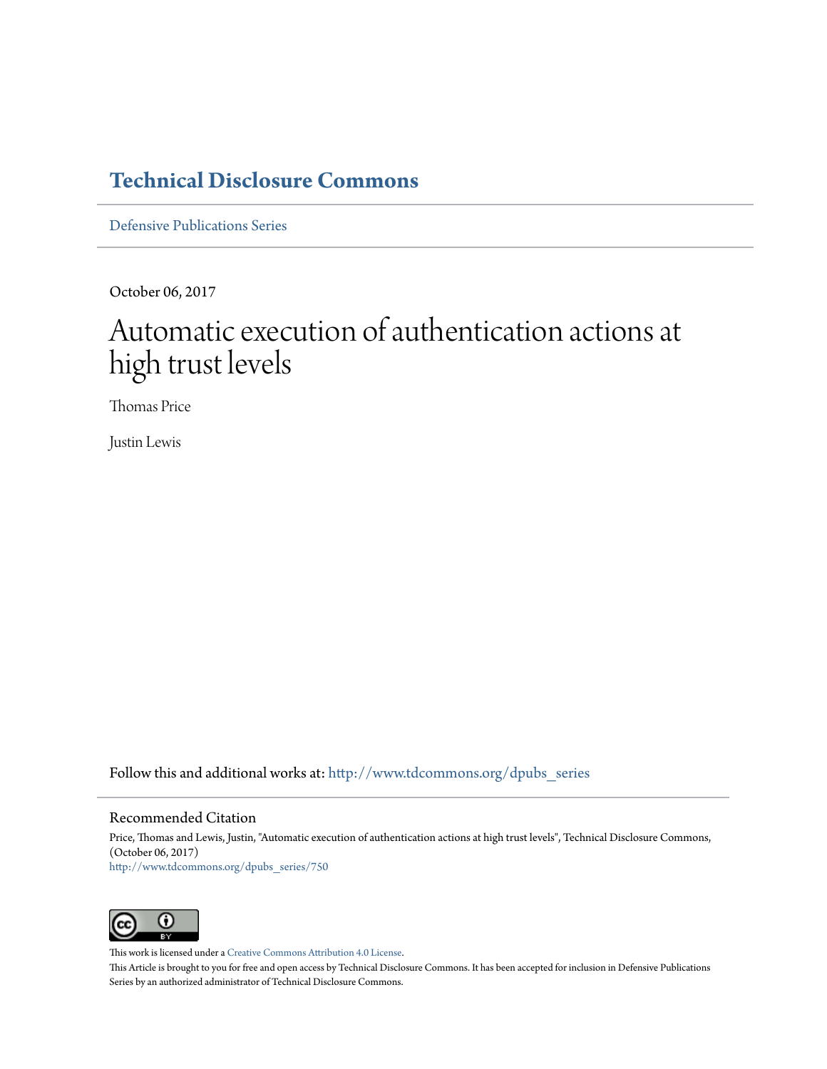# Technical Disclosure Commons

Defensive Publications Series

October 06, 2017

# Automatic execution of authentication actions at high trust levels

Thomas Price

Justin Lewis

Follow this and additional works at: http://www.tdcommons.org/dpubs_series

## Recommended Citation

Price, Thomas and Lewis, Justin, "Automatic execution of authentication actions at high trust levels", Technical Disclosure Commons, (October 06, 2017)
http://www.tdcommons.org/dpubs_series/750

This work is licensed under a Creative Commons Attribution 4.0 License.
This Article is brought to you for free and open access by Technical Disclosure Commons. It has been accepted for inclusion in Defensive Publications Series by an authorized administrator of Technical Disclosure Commons.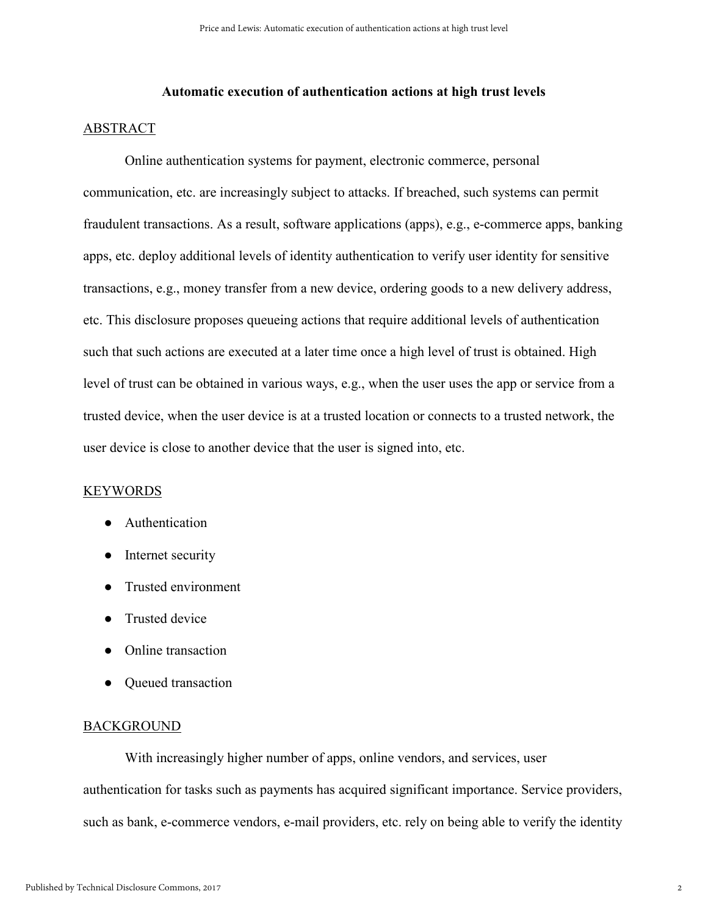# Automatic execution of authentication actions at high trust levels

## ABSTRACT

Online authentication systems for payment, electronic commerce, personal communication, etc. are increasingly subject to attacks. If breached, such systems can permit fraudulent transactions. As a result, software applications (apps), e.g., e-commerce apps, banking apps, etc. deploy additional levels of identity authentication to verify user identity for sensitive transactions, e.g., money transfer from a new device, ordering goods to a new delivery address, etc. This disclosure proposes queueing actions that require additional levels of authentication such that such actions are executed at a later time once a high level of trust is obtained. High level of trust can be obtained in various ways, e.g., when the user uses the app or service from a trusted device, when the user device is at a trusted location or connects to a trusted network, the user device is close to another device that the user is signed into, etc.

## KEYWORDS

- Authentication
- Internet security
- Trusted environment
- Trusted device
- Online transaction
- Queued transaction

## BACKGROUND

With increasingly higher number of apps, online vendors, and services, user authentication for tasks such as payments has acquired significant importance. Service providers, such as bank, e-commerce vendors, e-mail providers, etc. rely on being able to verify the identity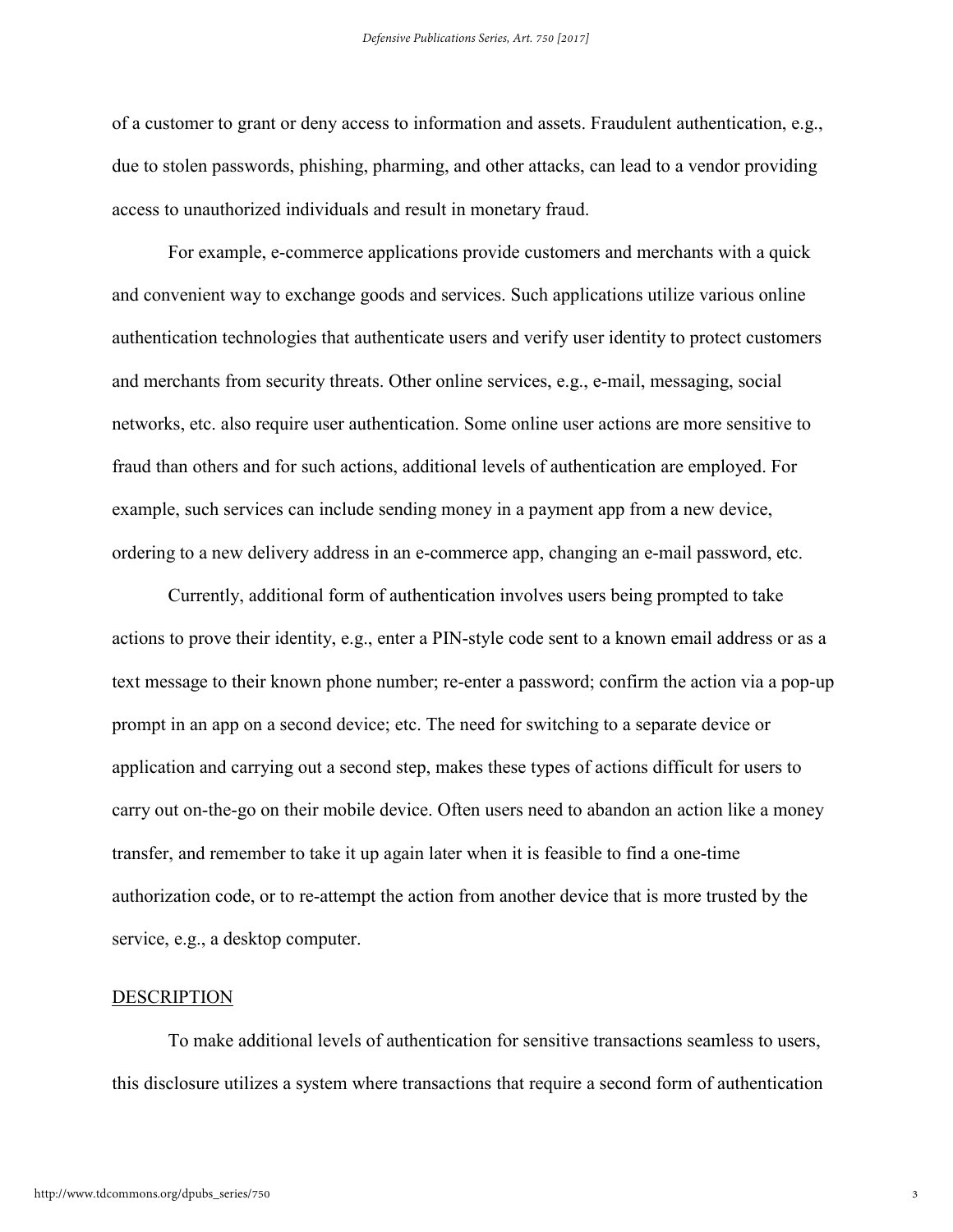of a customer to grant or deny access to information and assets. Fraudulent authentication, e.g., due to stolen passwords, phishing, pharming, and other attacks, can lead to a vendor providing access to unauthorized individuals and result in monetary fraud.

For example, e-commerce applications provide customers and merchants with a quick and convenient way to exchange goods and services. Such applications utilize various online authentication technologies that authenticate users and verify user identity to protect customers and merchants from security threats. Other online services, e.g., e-mail, messaging, social networks, etc. also require user authentication. Some online user actions are more sensitive to fraud than others and for such actions, additional levels of authentication are employed. For example, such services can include sending money in a payment app from a new device, ordering to a new delivery address in an e-commerce app, changing an e-mail password, etc.

Currently, additional form of authentication involves users being prompted to take actions to prove their identity, e.g., enter a PIN-style code sent to a known email address or as a text message to their known phone number; re-enter a password; confirm the action via a pop-up prompt in an app on a second device; etc. The need for switching to a separate device or application and carrying out a second step, makes these types of actions difficult for users to carry out on-the-go on their mobile device. Often users need to abandon an action like a money transfer, and remember to take it up again later when it is feasible to find a one-time authorization code, or to re-attempt the action from another device that is more trusted by the service, e.g., a desktop computer.

## DESCRIPTION

To make additional levels of authentication for sensitive transactions seamless to users, this disclosure utilizes a system where transactions that require a second form of authentication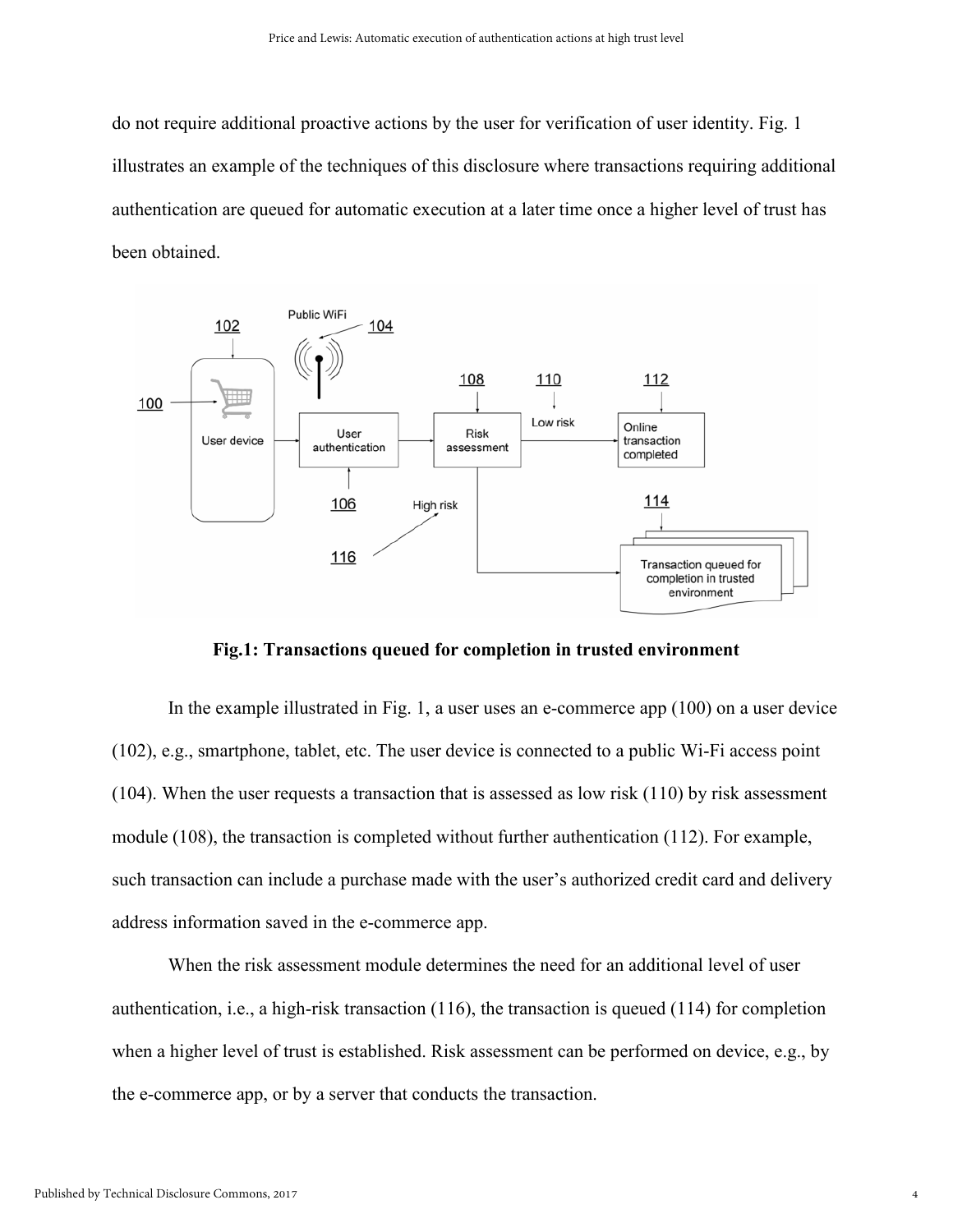do not require additional proactive actions by the user for verification of user identity. Fig. 1 illustrates an example of the techniques of this disclosure where transactions requiring additional authentication are queued for automatic execution at a later time once a higher level of trust has been obtained.

**Fig.1: Transactions queued for completion in trusted environment**

In the example illustrated in Fig. 1, a user uses an e-commerce app (100) on a user device (102), e.g., smartphone, tablet, etc. The user device is connected to a public Wi-Fi access point (104). When the user requests a transaction that is assessed as low risk (110) by risk assessment module (108), the transaction is completed without further authentication (112). For example, such transaction can include a purchase made with the user's authorized credit card and delivery address information saved in the e-commerce app.

When the risk assessment module determines the need for an additional level of user authentication, i.e., a high-risk transaction (116), the transaction is queued (114) for completion when a higher level of trust is established. Risk assessment can be performed on device, e.g., by the e-commerce app, or by a server that conducts the transaction.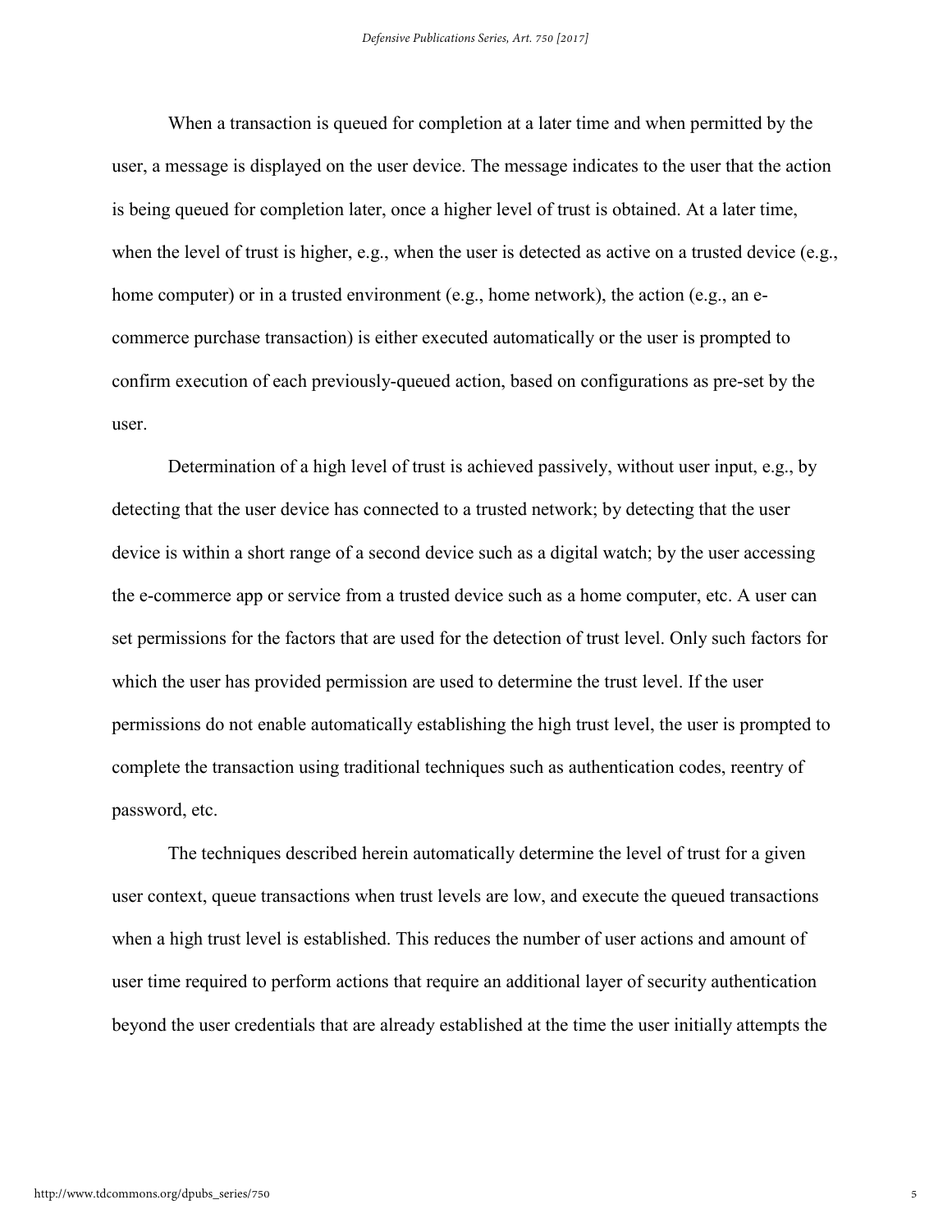When a transaction is queued for completion at a later time and when permitted by the user, a message is displayed on the user device. The message indicates to the user that the action is being queued for completion later, once a higher level of trust is obtained. At a later time, when the level of trust is higher, e.g., when the user is detected as active on a trusted device (e.g., home computer) or in a trusted environment (e.g., home network), the action (e.g., an e-commerce purchase transaction) is either executed automatically or the user is prompted to confirm execution of each previously-queued action, based on configurations as pre-set by the user.

Determination of a high level of trust is achieved passively, without user input, e.g., by detecting that the user device has connected to a trusted network; by detecting that the user device is within a short range of a second device such as a digital watch; by the user accessing the e-commerce app or service from a trusted device such as a home computer, etc. A user can set permissions for the factors that are used for the detection of trust level. Only such factors for which the user has provided permission are used to determine the trust level. If the user permissions do not enable automatically establishing the high trust level, the user is prompted to complete the transaction using traditional techniques such as authentication codes, reentry of password, etc.

The techniques described herein automatically determine the level of trust for a given user context, queue transactions when trust levels are low, and execute the queued transactions when a high trust level is established. This reduces the number of user actions and amount of user time required to perform actions that require an additional layer of security authentication beyond the user credentials that are already established at the time the user initially attempts the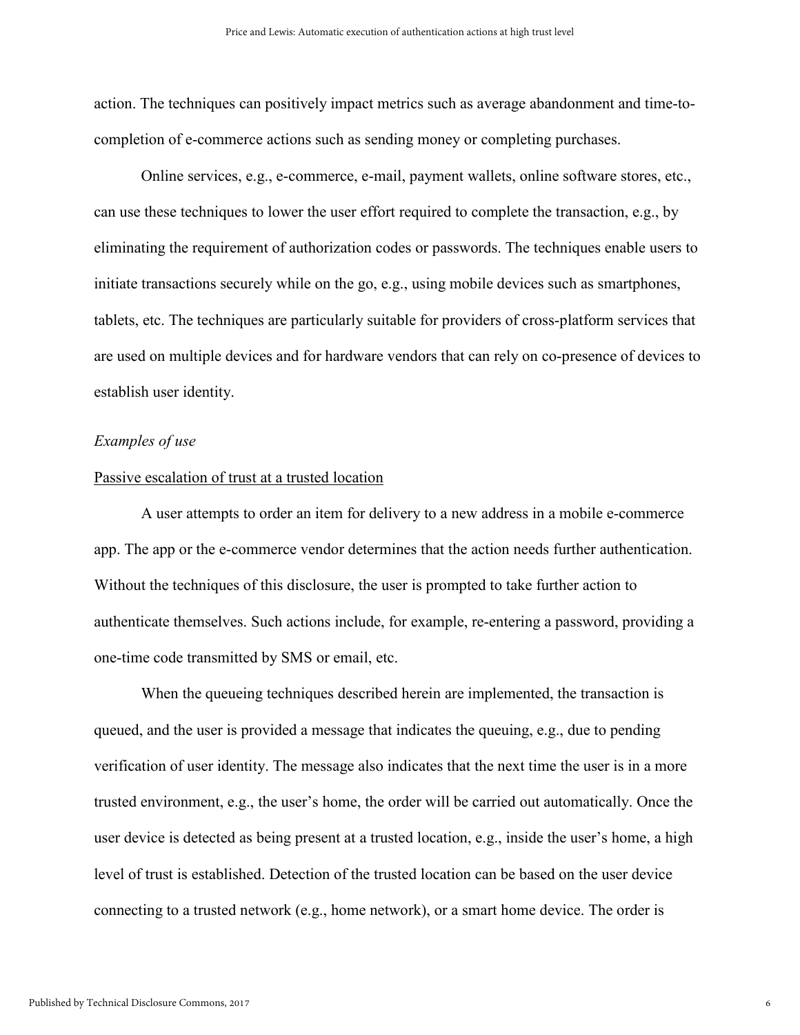action. The techniques can positively impact metrics such as average abandonment and time-to-completion of e-commerce actions such as sending money or completing purchases.

Online services, e.g., e-commerce, e-mail, payment wallets, online software stores, etc., can use these techniques to lower the user effort required to complete the transaction, e.g., by eliminating the requirement of authorization codes or passwords. The techniques enable users to initiate transactions securely while on the go, e.g., using mobile devices such as smartphones, tablets, etc. The techniques are particularly suitable for providers of cross-platform services that are used on multiple devices and for hardware vendors that can rely on co-presence of devices to establish user identity.

*Examples of use*

<u>Passive escalation of trust at a trusted location</u>

A user attempts to order an item for delivery to a new address in a mobile e-commerce app. The app or the e-commerce vendor determines that the action needs further authentication. Without the techniques of this disclosure, the user is prompted to take further action to authenticate themselves. Such actions include, for example, re-entering a password, providing a one-time code transmitted by SMS or email, etc.

When the queueing techniques described herein are implemented, the transaction is queued, and the user is provided a message that indicates the queuing, e.g., due to pending verification of user identity. The message also indicates that the next time the user is in a more trusted environment, e.g., the user's home, the order will be carried out automatically. Once the user device is detected as being present at a trusted location, e.g., inside the user's home, a high level of trust is established. Detection of the trusted location can be based on the user device connecting to a trusted network (e.g., home network), or a smart home device. The order is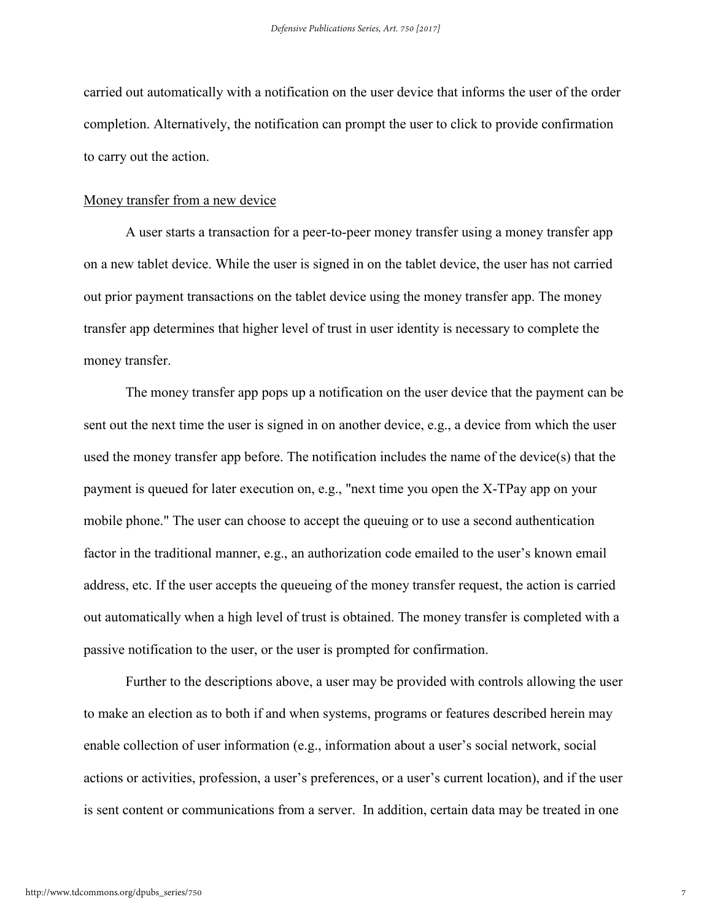carried out automatically with a notification on the user device that informs the user of the order completion. Alternatively, the notification can prompt the user to click to provide confirmation to carry out the action.

<u>Money transfer from a new device</u>

A user starts a transaction for a peer-to-peer money transfer using a money transfer app on a new tablet device. While the user is signed in on the tablet device, the user has not carried out prior payment transactions on the tablet device using the money transfer app. The money transfer app determines that higher level of trust in user identity is necessary to complete the money transfer.

The money transfer app pops up a notification on the user device that the payment can be sent out the next time the user is signed in on another device, e.g., a device from which the user used the money transfer app before. The notification includes the name of the device(s) that the payment is queued for later execution on, e.g., "next time you open the X-TPay app on your mobile phone." The user can choose to accept the queuing or to use a second authentication factor in the traditional manner, e.g., an authorization code emailed to the user's known email address, etc. If the user accepts the queueing of the money transfer request, the action is carried out automatically when a high level of trust is obtained. The money transfer is completed with a passive notification to the user, or the user is prompted for confirmation.

Further to the descriptions above, a user may be provided with controls allowing the user to make an election as to both if and when systems, programs or features described herein may enable collection of user information (e.g., information about a user's social network, social actions or activities, profession, a user's preferences, or a user's current location), and if the user is sent content or communications from a server. In addition, certain data may be treated in one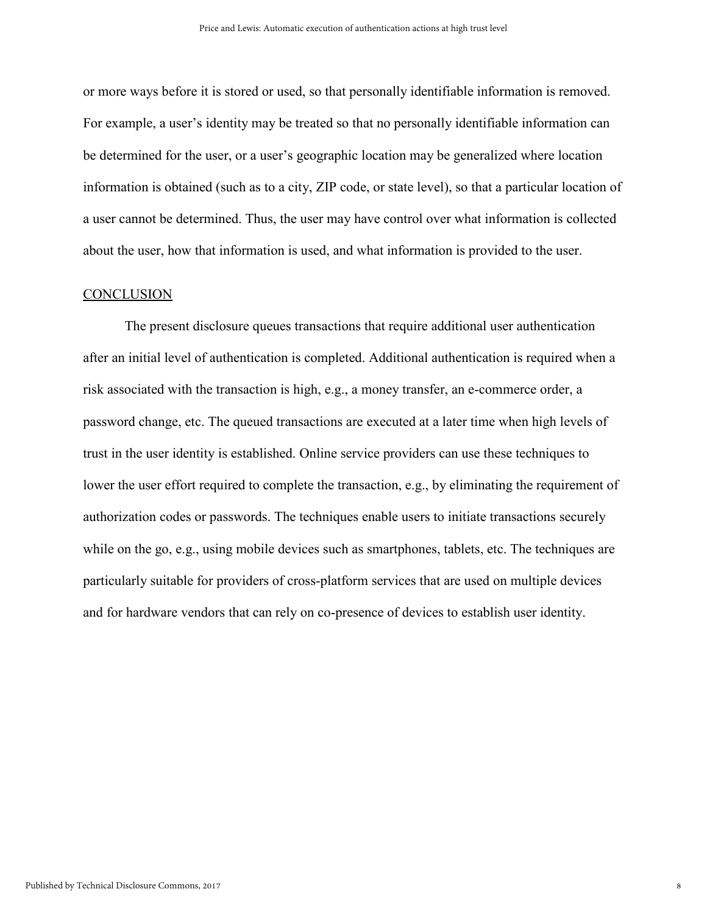or more ways before it is stored or used, so that personally identifiable information is removed. For example, a user's identity may be treated so that no personally identifiable information can be determined for the user, or a user's geographic location may be generalized where location information is obtained (such as to a city, ZIP code, or state level), so that a particular location of a user cannot be determined. Thus, the user may have control over what information is collected about the user, how that information is used, and what information is provided to the user.

## CONCLUSION

The present disclosure queues transactions that require additional user authentication after an initial level of authentication is completed. Additional authentication is required when a risk associated with the transaction is high, e.g., a money transfer, an e-commerce order, a password change, etc. The queued transactions are executed at a later time when high levels of trust in the user identity is established. Online service providers can use these techniques to lower the user effort required to complete the transaction, e.g., by eliminating the requirement of authorization codes or passwords. The techniques enable users to initiate transactions securely while on the go, e.g., using mobile devices such as smartphones, tablets, etc. The techniques are particularly suitable for providers of cross-platform services that are used on multiple devices and for hardware vendors that can rely on co-presence of devices to establish user identity.